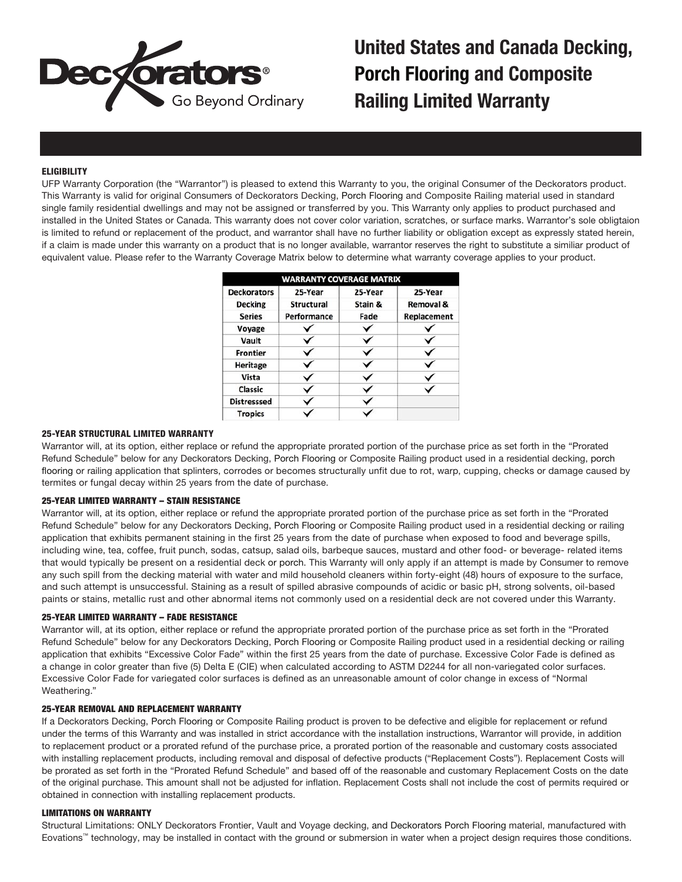# United States and Canada Decking, Porch Flooring and Composite Railing Limited Warranty

**ELIGIBILITY**

UFP Warranty Corporation (the "Warrantor") is pleased to extend this Warranty to you, the original Consumer of the Deckorators product. This Warranty is valid for original Consumers of Deckorators Decking, Porch Flooring and Composite Railing material used in standard single family residential dwellings and may not be assigned or transferred by you. This Warranty only applies to product purchased and installed in the United States or Canada. This warranty does not cover color variation, scratches, or surface marks. Warrantor's sole obligtaion is limited to refund or replacement of the product, and warrantor shall have no further liability or obligation except as expressly stated herein, if a claim is made under this warranty on a product that is no longer available, warrantor reserves the right to substitute a similiar product of equivalent value. Please refer to the Warranty Coverage Matrix below to determine what warranty coverage applies to your product.

| WARRANTY COVERAGE MATRIX | | | |
|---|---|---|---|
| Deckorators Decking Series | 25-Year Structural Performance | 25-Year Stain & Fade | 25-Year Removal & Replacement |
| Voyage | ✓ | ✓ | ✓ |
| Vault | ✓ | ✓ | ✓ |
| Frontier | ✓ | ✓ | ✓ |
| Heritage | ✓ | ✓ | ✓ |
| Vista | ✓ | ✓ | ✓ |
| Classic | ✓ | ✓ | ✓ |
| Distresssed | ✓ | ✓ | |
| Tropics | ✓ | ✓ | |

**25-YEAR STRUCTURAL LIMITED WARRANTY**

Warrantor will, at its option, either replace or refund the appropriate prorated portion of the purchase price as set forth in the "Prorated Refund Schedule" below for any Deckorators Decking, Porch Flooring or Composite Railing product used in a residential decking, porch flooring or railing application that splinters, corrodes or becomes structurally unfit due to rot, warp, cupping, checks or damage caused by termites or fungal decay within 25 years from the date of purchase.

**25-YEAR LIMITED WARRANTY – STAIN RESISTANCE**

Warrantor will, at its option, either replace or refund the appropriate prorated portion of the purchase price as set forth in the "Prorated Refund Schedule" below for any Deckorators Decking, Porch Flooring or Composite Railing product used in a residential decking or railing application that exhibits permanent staining in the first 25 years from the date of purchase when exposed to food and beverage spills, including wine, tea, coffee, fruit punch, sodas, catsup, salad oils, barbeque sauces, mustard and other food- or beverage- related items that would typically be present on a residential deck or porch. This Warranty will only apply if an attempt is made by Consumer to remove any such spill from the decking material with water and mild household cleaners within forty-eight (48) hours of exposure to the surface, and such attempt is unsuccessful. Staining as a result of spilled abrasive compounds of acidic or basic pH, strong solvents, oil-based paints or stains, metallic rust and other abnormal items not commonly used on a residential deck are not covered under this Warranty.

**25-YEAR LIMITED WARRANTY – FADE RESISTANCE**

Warrantor will, at its option, either replace or refund the appropriate prorated portion of the purchase price as set forth in the "Prorated Refund Schedule" below for any Deckorators Decking, Porch Flooring or Composite Railing product used in a residential decking or railing application that exhibits "Excessive Color Fade" within the first 25 years from the date of purchase. Excessive Color Fade is defined as a change in color greater than five (5) Delta E (CIE) when calculated according to ASTM D2244 for all non-variegated color surfaces. Excessive Color Fade for variegated color surfaces is defined as an unreasonable amount of color change in excess of "Normal Weathering."

**25-YEAR REMOVAL AND REPLACEMENT WARRANTY**

If a Deckorators Decking, Porch Flooring or Composite Railing product is proven to be defective and eligible for replacement or refund under the terms of this Warranty and was installed in strict accordance with the installation instructions, Warrantor will provide, in addition to replacement product or a prorated refund of the purchase price, a prorated portion of the reasonable and customary costs associated with installing replacement products, including removal and disposal of defective products ("Replacement Costs"). Replacement Costs will be prorated as set forth in the "Prorated Refund Schedule" and based off of the reasonable and customary Replacement Costs on the date of the original purchase. This amount shall not be adjusted for inflation. Replacement Costs shall not include the cost of permits required or obtained in connection with installing replacement products.

**LIMITATIONS ON WARRANTY**

Structural Limitations: ONLY Deckorators Frontier, Vault and Voyage decking, and Deckorators Porch Flooring material, manufactured with Eovations™ technology, may be installed in contact with the ground or submersion in water when a project design requires those conditions.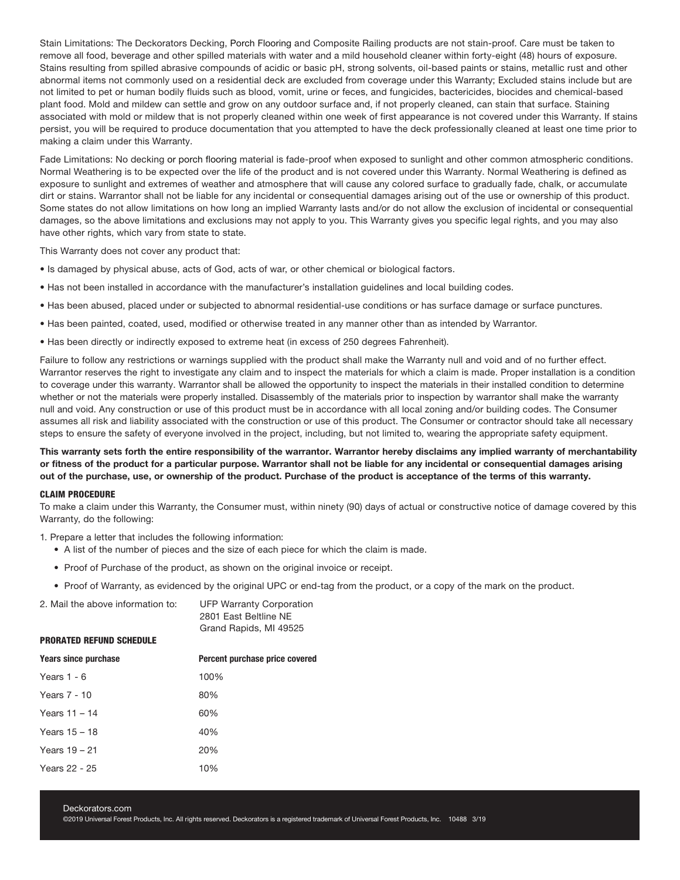Stain Limitations: The Deckorators Decking, Porch Flooring and Composite Railing products are not stain-proof. Care must be taken to remove all food, beverage and other spilled materials with water and a mild household cleaner within forty-eight (48) hours of exposure. Stains resulting from spilled abrasive compounds of acidic or basic pH, strong solvents, oil-based paints or stains, metallic rust and other abnormal items not commonly used on a residential deck are excluded from coverage under this Warranty; Excluded stains include but are not limited to pet or human bodily fluids such as blood, vomit, urine or feces, and fungicides, bactericides, biocides and chemical-based plant food. Mold and mildew can settle and grow on any outdoor surface and, if not properly cleaned, can stain that surface. Staining associated with mold or mildew that is not properly cleaned within one week of first appearance is not covered under this Warranty. If stains persist, you will be required to produce documentation that you attempted to have the deck professionally cleaned at least one time prior to making a claim under this Warranty.

Fade Limitations: No decking or porch flooring material is fade-proof when exposed to sunlight and other common atmospheric conditions. Normal Weathering is to be expected over the life of the product and is not covered under this Warranty. Normal Weathering is defined as exposure to sunlight and extremes of weather and atmosphere that will cause any colored surface to gradually fade, chalk, or accumulate dirt or stains. Warrantor shall not be liable for any incidental or consequential damages arising out of the use or ownership of this product. Some states do not allow limitations on how long an implied Warranty lasts and/or do not allow the exclusion of incidental or consequential damages, so the above limitations and exclusions may not apply to you. This Warranty gives you specific legal rights, and you may also have other rights, which vary from state to state.

This Warranty does not cover any product that:

- Is damaged by physical abuse, acts of God, acts of war, or other chemical or biological factors.
- Has not been installed in accordance with the manufacturer's installation guidelines and local building codes.
- Has been abused, placed under or subjected to abnormal residential-use conditions or has surface damage or surface punctures.
- Has been painted, coated, used, modified or otherwise treated in any manner other than as intended by Warrantor.
- Has been directly or indirectly exposed to extreme heat (in excess of 250 degrees Fahrenheit).

Failure to follow any restrictions or warnings supplied with the product shall make the Warranty null and void and of no further effect. Warrantor reserves the right to investigate any claim and to inspect the materials for which a claim is made. Proper installation is a condition to coverage under this warranty. Warrantor shall be allowed the opportunity to inspect the materials in their installed condition to determine whether or not the materials were properly installed. Disassembly of the materials prior to inspection by warrantor shall make the warranty null and void. Any construction or use of this product must be in accordance with all local zoning and/or building codes. The Consumer assumes all risk and liability associated with the construction or use of this product. The Consumer or contractor should take all necessary steps to ensure the safety of everyone involved in the project, including, but not limited to, wearing the appropriate safety equipment.

**This warranty sets forth the entire responsibility of the warrantor. Warrantor hereby disclaims any implied warranty of merchantability or fitness of the product for a particular purpose. Warrantor shall not be liable for any incidental or consequential damages arising out of the purchase, use, or ownership of the product. Purchase of the product is acceptance of the terms of this warranty.**

### CLAIM PROCEDURE

To make a claim under this Warranty, the Consumer must, within ninety (90) days of actual or constructive notice of damage covered by this Warranty, do the following:

1. Prepare a letter that includes the following information:
   - A list of the number of pieces and the size of each piece for which the claim is made.
   - Proof of Purchase of the product, as shown on the original invoice or receipt.
   - Proof of Warranty, as evidenced by the original UPC or end-tag from the product, or a copy of the mark on the product.
2. Mail the above information to:

   UFP Warranty Corporation
   2801 East Beltline NE
   Grand Rapids, MI 49525

### PRORATED REFUND SCHEDULE

| Years since purchase | Percent purchase price covered |
|---|---|
| Years 1 - 6 | 100% |
| Years 7 - 10 | 80% |
| Years 11 – 14 | 60% |
| Years 15 – 18 | 40% |
| Years 19 – 21 | 20% |
| Years 22 - 25 | 10% |

Deckorators.com

©2019 Universal Forest Products, Inc. All rights reserved. Deckorators is a registered trademark of Universal Forest Products, Inc. 10488 3/19